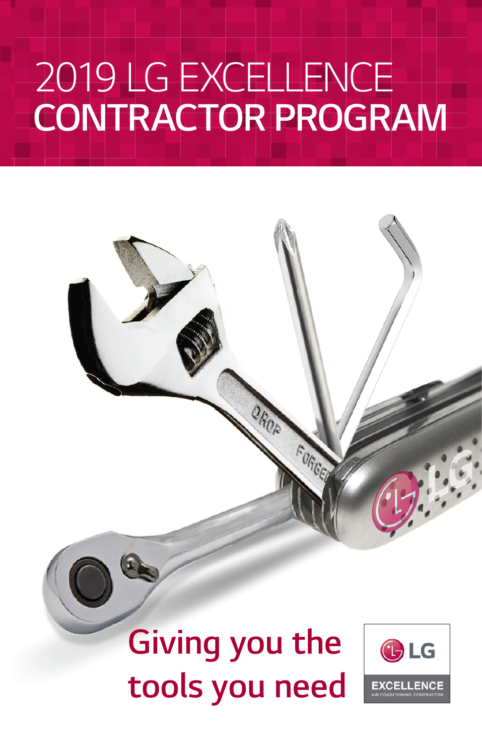# 2019 LG EXCELLENCE CONTRACTOR PROGRAM

## Giving you the tools you need

LG EXCELLENCE AIR CONDITIONING CONTRACTOR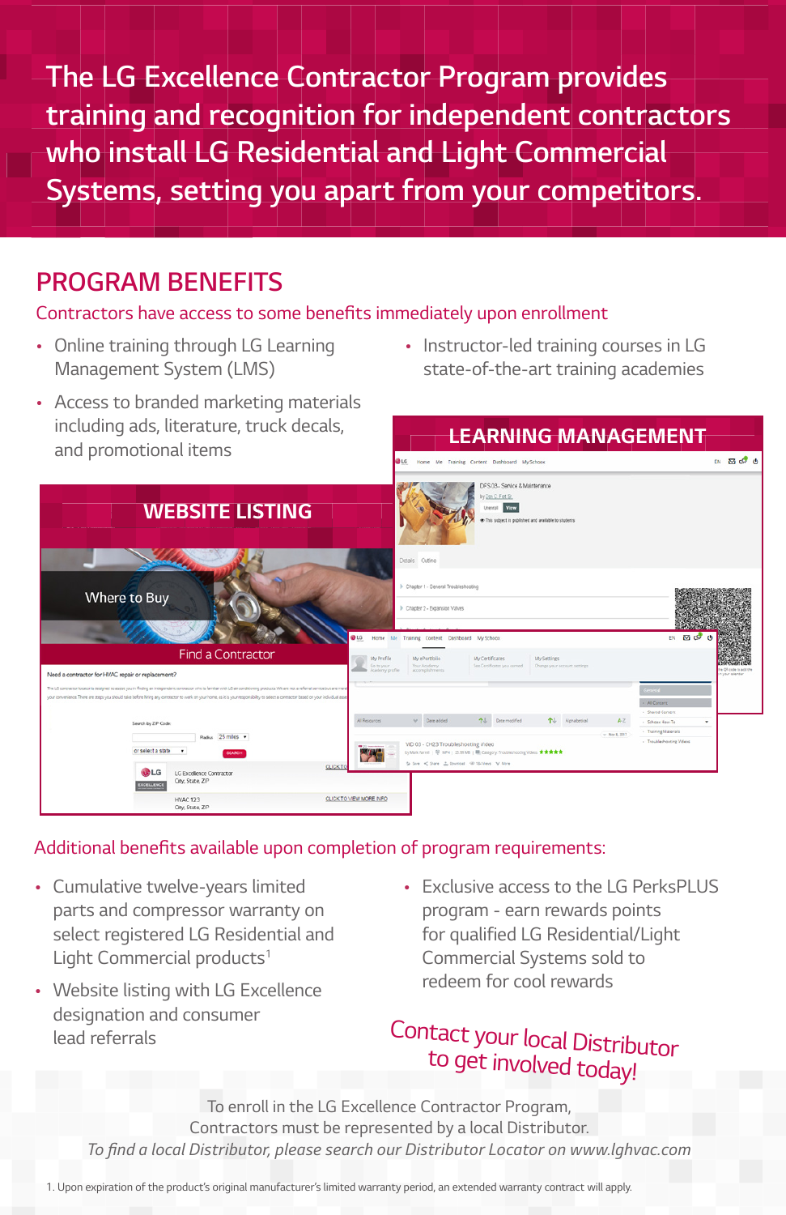The LG Excellence Contractor Program provides training and recognition for independent contractors who install LG Residential and Light Commercial Systems, setting you apart from your competitors.

## PROGRAM BENEFITS

Contractors have access to some benefits immediately upon enrollment

- Online training through LG Learning Management System (LMS)
- Access to branded marketing materials including ads, literature, truck decals, and promotional items
- Instructor-led training courses in LG state-of-the-art training academies

**WEBSITE LISTING**

**LEARNING MANAGEMENT**

Additional benefits available upon completion of program requirements:

- Cumulative twelve-years limited parts and compressor warranty on select registered LG Residential and Light Commercial products[1]
- Website listing with LG Excellence designation and consumer lead referrals
- Exclusive access to the LG PerksPLUS program - earn rewards points for qualified LG Residential/Light Commercial Systems sold to redeem for cool rewards

Contact your local Distributor to get involved today!

To enroll in the LG Excellence Contractor Program, Contractors must be represented by a local Distributor.

*To find a local Distributor, please search our Distributor Locator on www.lghvac.com*

1. Upon expiration of the product's original manufacturer's limited warranty period, an extended warranty contract will apply.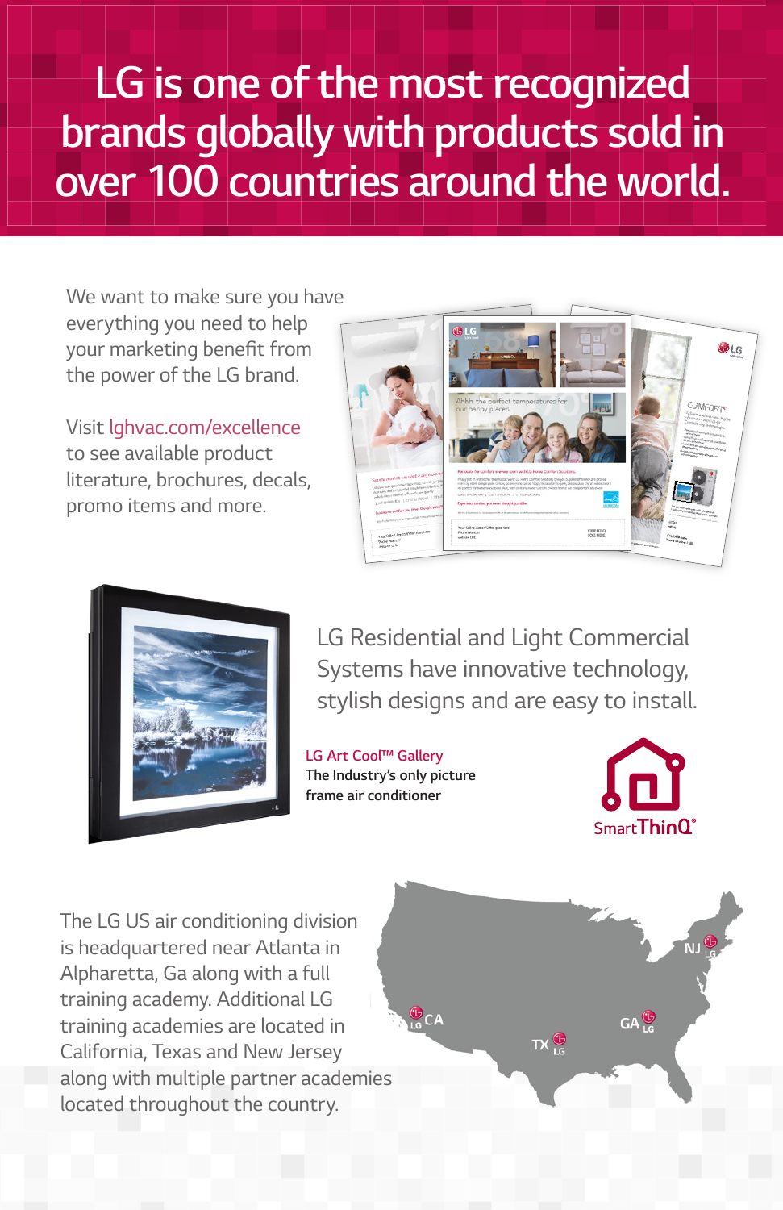# LG is one of the most recognized brands globally with products sold in over 100 countries around the world.

We want to make sure you have everything you need to help your marketing benefit from the power of the LG brand.

Visit lghvac.com/excellence to see available product literature, brochures, decals, promo items and more.

LG Residential and Light Commercial Systems have innovative technology, stylish designs and are easy to install.

**LG Art Cool™ Gallery**
The Industry's only picture frame air conditioner

SmartThinQ®

The LG US air conditioning division is headquartered near Atlanta in Alpharetta, Ga along with a full training academy. Additional LG training academies are located in California, Texas and New Jersey along with multiple partner academies located throughout the country.

CA TX GA NJ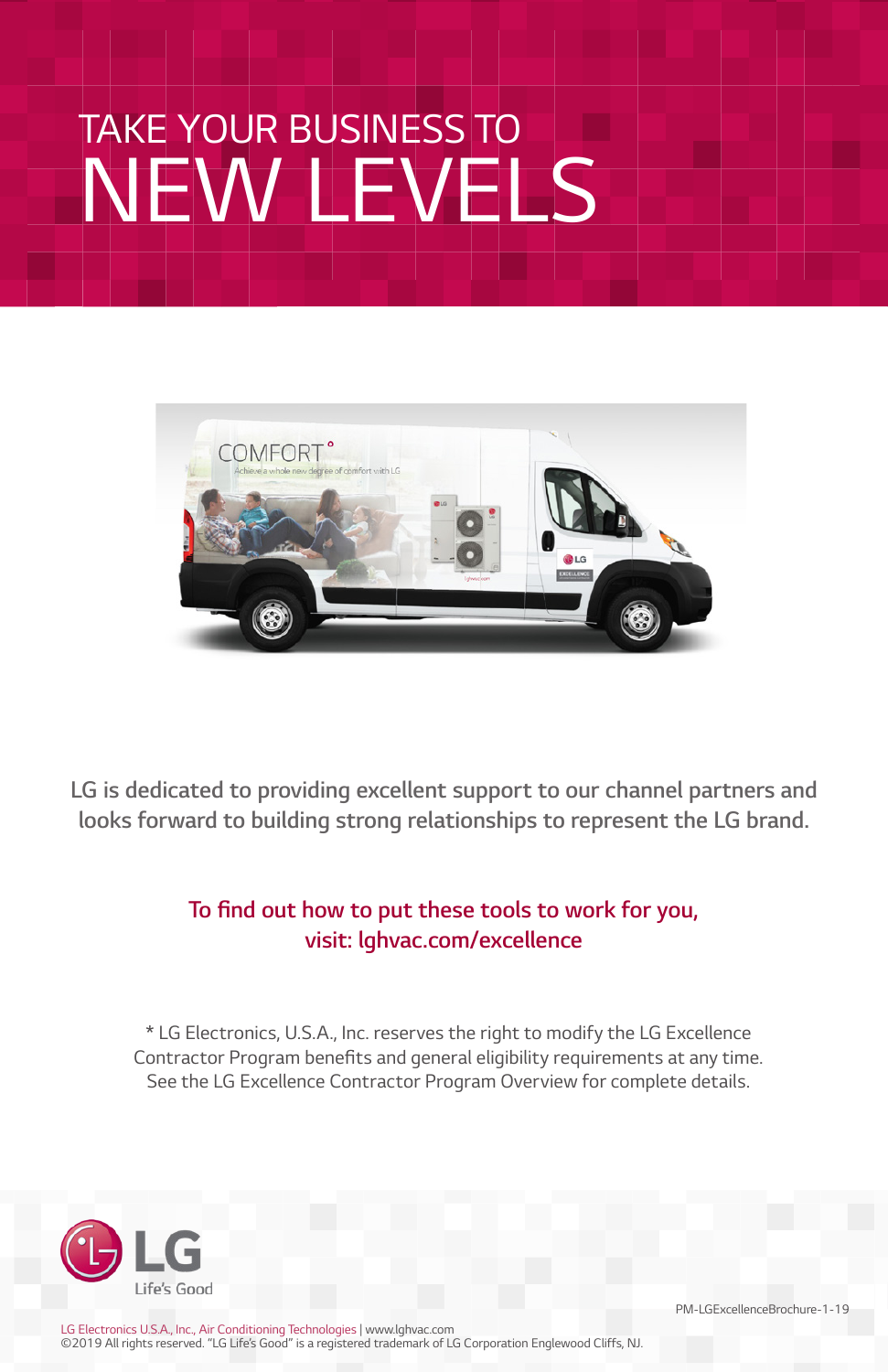# TAKE YOUR BUSINESS TO NEW LEVELS

LG is dedicated to providing excellent support to our channel partners and looks forward to building strong relationships to represent the LG brand.

To find out how to put these tools to work for you, visit: lghvac.com/excellence

* LG Electronics, U.S.A., Inc. reserves the right to modify the LG Excellence Contractor Program benefits and general eligibility requirements at any time. See the LG Excellence Contractor Program Overview for complete details.

LG Life's Good

PM-LGExcellenceBrochure-1-19

LG Electronics U.S.A., Inc., Air Conditioning Technologies | www.lghvac.com
©2019 All rights reserved. "LG Life's Good" is a registered trademark of LG Corporation Englewood Cliffs, NJ.